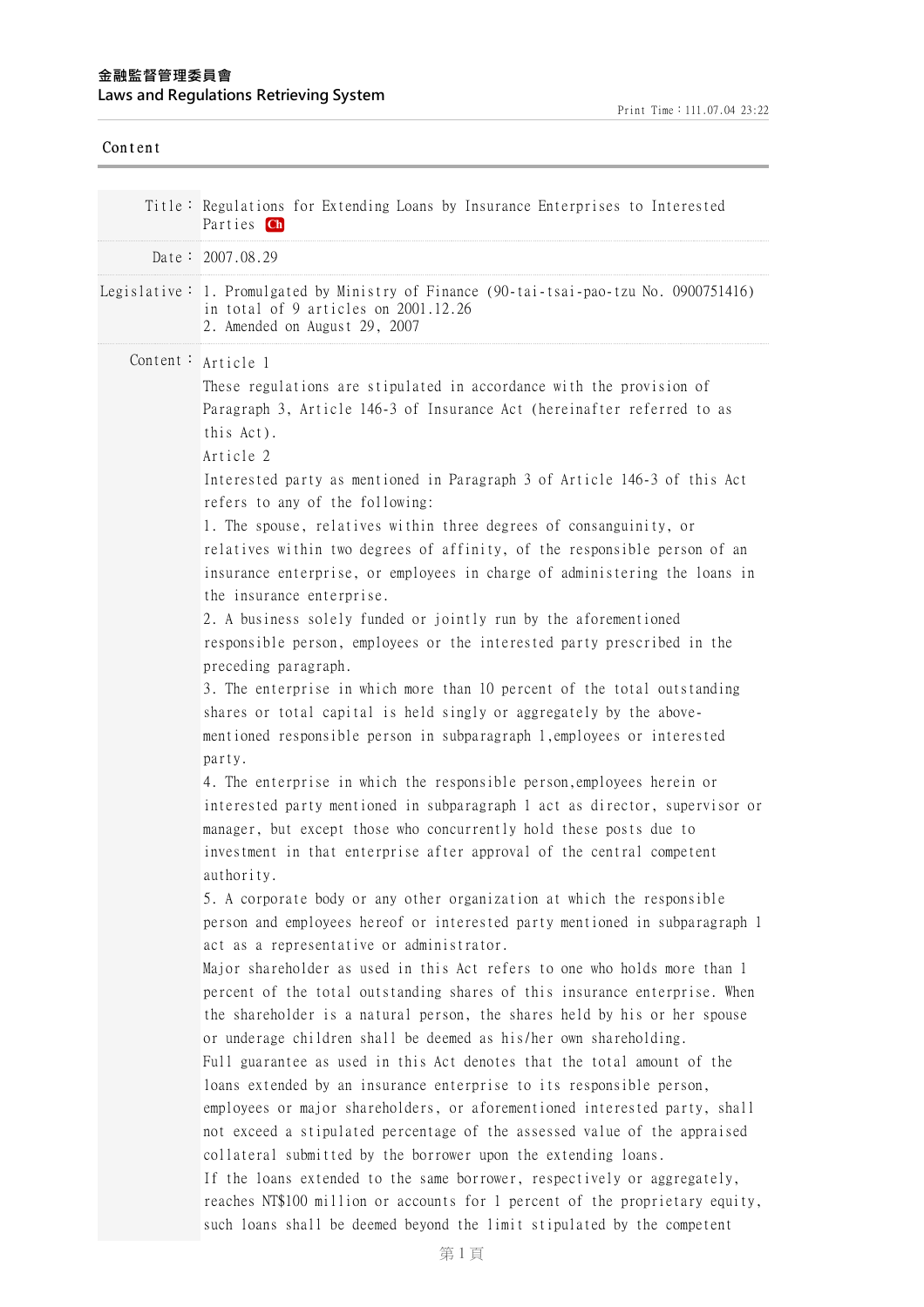**金融監督管理委員會**
**Laws and Regulations Retrieving System**

Print Time：111.07.04 23:22

Content

**Title：** Regulations for Extending Loans by Insurance Enterprises to Interested Parties Ch

**Date：** 2007.08.29

**Legislative：** 1. Promulgated by Ministry of Finance (90-tai-tsai-pao-tzu No. 0900751416) in total of 9 articles on 2001.12.26
2. Amended on August 29, 2007

**Content：**

Article 1

These regulations are stipulated in accordance with the provision of Paragraph 3, Article 146-3 of Insurance Act (hereinafter referred to as this Act).

Article 2

Interested party as mentioned in Paragraph 3 of Article 146-3 of this Act refers to any of the following:

1. The spouse, relatives within three degrees of consanguinity, or relatives within two degrees of affinity, of the responsible person of an insurance enterprise, or employees in charge of administering the loans in the insurance enterprise.
2. A business solely funded or jointly run by the aforementioned responsible person, employees or the interested party prescribed in the preceding paragraph.
3. The enterprise in which more than 10 percent of the total outstanding shares or total capital is held singly or aggregately by the above-mentioned responsible person in subparagraph 1,employees or interested party.
4. The enterprise in which the responsible person,employees herein or interested party mentioned in subparagraph 1 act as director, supervisor or manager, but except those who concurrently hold these posts due to investment in that enterprise after approval of the central competent authority.
5. A corporate body or any other organization at which the responsible person and employees hereof or interested party mentioned in subparagraph 1 act as a representative or administrator.

Major shareholder as used in this Act refers to one who holds more than 1 percent of the total outstanding shares of this insurance enterprise. When the shareholder is a natural person, the shares held by his or her spouse or underage children shall be deemed as his/her own shareholding.

Full guarantee as used in this Act denotes that the total amount of the loans extended by an insurance enterprise to its responsible person, employees or major shareholders, or aforementioned interested party, shall not exceed a stipulated percentage of the assessed value of the appraised collateral submitted by the borrower upon the extending loans.

If the loans extended to the same borrower, respectively or aggregately, reaches NT$100 million or accounts for 1 percent of the proprietary equity, such loans shall be deemed beyond the limit stipulated by the competent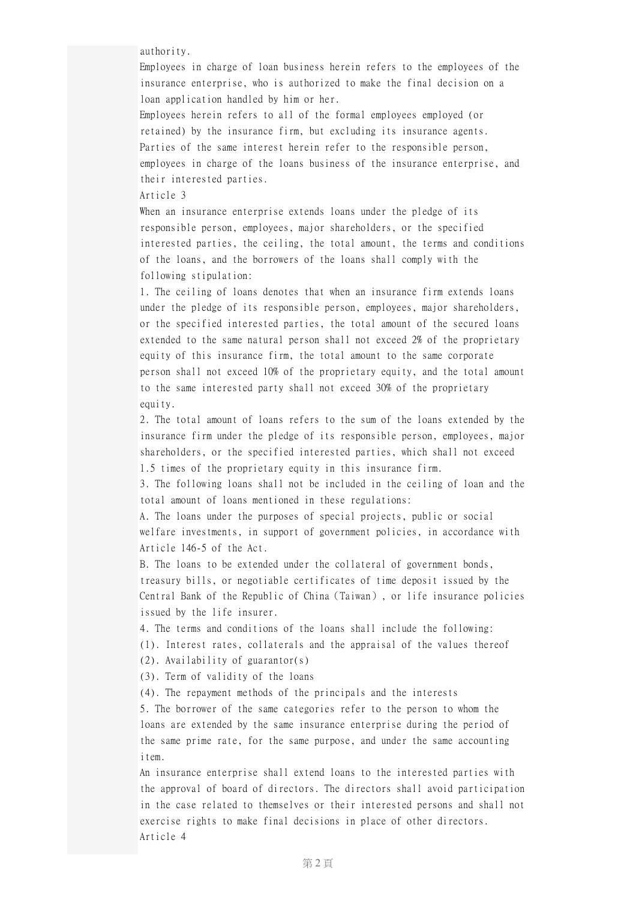authority.

Employees in charge of loan business herein refers to the employees of the insurance enterprise, who is authorized to make the final decision on a loan application handled by him or her.

Employees herein refers to all of the formal employees employed (or retained) by the insurance firm, but excluding its insurance agents.

Parties of the same interest herein refer to the responsible person, employees in charge of the loans business of the insurance enterprise, and their interested parties.

Article 3

When an insurance enterprise extends loans under the pledge of its responsible person, employees, major shareholders, or the specified interested parties, the ceiling, the total amount, the terms and conditions of the loans, and the borrowers of the loans shall comply with the following stipulation:

1. The ceiling of loans denotes that when an insurance firm extends loans under the pledge of its responsible person, employees, major shareholders, or the specified interested parties, the total amount of the secured loans extended to the same natural person shall not exceed 2% of the proprietary equity of this insurance firm, the total amount to the same corporate person shall not exceed 10% of the proprietary equity, and the total amount to the same interested party shall not exceed 30% of the proprietary equity.

2. The total amount of loans refers to the sum of the loans extended by the insurance firm under the pledge of its responsible person, employees, major shareholders, or the specified interested parties, which shall not exceed 1.5 times of the proprietary equity in this insurance firm.

3. The following loans shall not be included in the ceiling of loan and the total amount of loans mentioned in these regulations:

A. The loans under the purposes of special projects, public or social welfare investments, in support of government policies, in accordance with Article 146-5 of the Act.

B. The loans to be extended under the collateral of government bonds, treasury bills, or negotiable certificates of time deposit issued by the Central Bank of the Republic of China (Taiwan) , or life insurance policies issued by the life insurer.

4. The terms and conditions of the loans shall include the following:

(1). Interest rates, collaterals and the appraisal of the values thereof

(2). Availability of guarantor(s)

(3). Term of validity of the loans

(4). The repayment methods of the principals and the interests

5. The borrower of the same categories refer to the person to whom the loans are extended by the same insurance enterprise during the period of the same prime rate, for the same purpose, and under the same accounting item.

An insurance enterprise shall extend loans to the interested parties with the approval of board of directors. The directors shall avoid participation in the case related to themselves or their interested persons and shall not exercise rights to make final decisions in place of other directors.

Article 4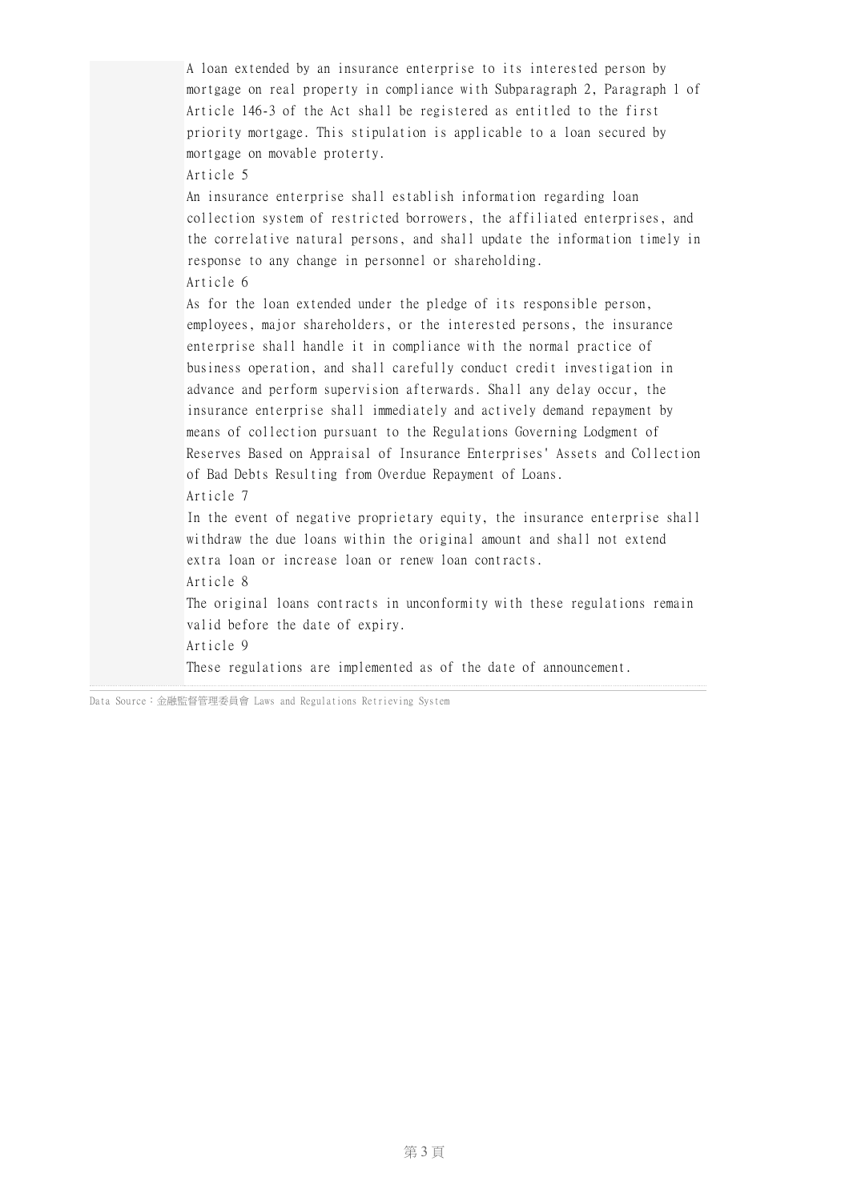A loan extended by an insurance enterprise to its interested person by mortgage on real property in compliance with Subparagraph 2, Paragraph 1 of Article 146-3 of the Act shall be registered as entitled to the first priority mortgage. This stipulation is applicable to a loan secured by mortgage on movable proterty.

Article 5

An insurance enterprise shall establish information regarding loan collection system of restricted borrowers, the affiliated enterprises, and the correlative natural persons, and shall update the information timely in response to any change in personnel or shareholding.

Article 6

As for the loan extended under the pledge of its responsible person, employees, major shareholders, or the interested persons, the insurance enterprise shall handle it in compliance with the normal practice of business operation, and shall carefully conduct credit investigation in advance and perform supervision afterwards. Shall any delay occur, the insurance enterprise shall immediately and actively demand repayment by means of collection pursuant to the Regulations Governing Lodgment of Reserves Based on Appraisal of Insurance Enterprises' Assets and Collection of Bad Debts Resulting from Overdue Repayment of Loans.

Article 7

In the event of negative proprietary equity, the insurance enterprise shall withdraw the due loans within the original amount and shall not extend extra loan or increase loan or renew loan contracts.

Article 8

The original loans contracts in unconformity with these regulations remain valid before the date of expiry.

Article 9

These regulations are implemented as of the date of announcement.

Data Source：金融監督管理委員會 Laws and Regulations Retrieving System